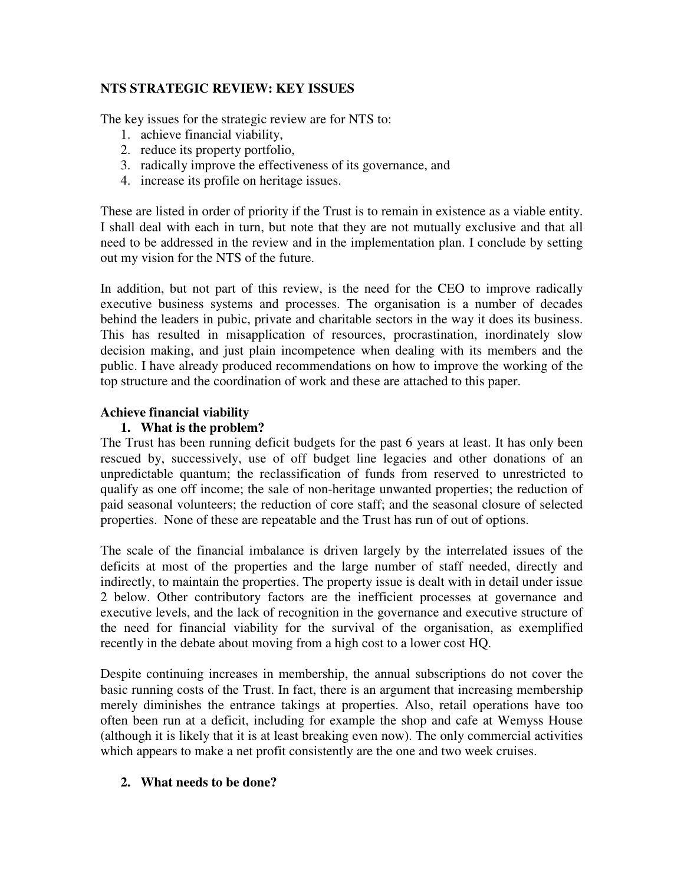## NTS STRATEGIC REVIEW: KEY ISSUES

The key issues for the strategic review are for NTS to:

1. achieve financial viability,
2. reduce its property portfolio,
3. radically improve the effectiveness of its governance, and
4. increase its profile on heritage issues.

These are listed in order of priority if the Trust is to remain in existence as a viable entity. I shall deal with each in turn, but note that they are not mutually exclusive and that all need to be addressed in the review and in the implementation plan. I conclude by setting out my vision for the NTS of the future.

In addition, but not part of this review, is the need for the CEO to improve radically executive business systems and processes. The organisation is a number of decades behind the leaders in pubic, private and charitable sectors in the way it does its business. This has resulted in misapplication of resources, procrastination, inordinately slow decision making, and just plain incompetence when dealing with its members and the public. I have already produced recommendations on how to improve the working of the top structure and the coordination of work and these are attached to this paper.

### Achieve financial viability

1. **What is the problem?**

The Trust has been running deficit budgets for the past 6 years at least. It has only been rescued by, successively, use of off budget line legacies and other donations of an unpredictable quantum; the reclassification of funds from reserved to unrestricted to qualify as one off income; the sale of non-heritage unwanted properties; the reduction of paid seasonal volunteers; the reduction of core staff; and the seasonal closure of selected properties. None of these are repeatable and the Trust has run of out of options.

The scale of the financial imbalance is driven largely by the interrelated issues of the deficits at most of the properties and the large number of staff needed, directly and indirectly, to maintain the properties. The property issue is dealt with in detail under issue 2 below. Other contributory factors are the inefficient processes at governance and executive levels, and the lack of recognition in the governance and executive structure of the need for financial viability for the survival of the organisation, as exemplified recently in the debate about moving from a high cost to a lower cost HQ.

Despite continuing increases in membership, the annual subscriptions do not cover the basic running costs of the Trust. In fact, there is an argument that increasing membership merely diminishes the entrance takings at properties. Also, retail operations have too often been run at a deficit, including for example the shop and cafe at Wemyss House (although it is likely that it is at least breaking even now). The only commercial activities which appears to make a net profit consistently are the one and two week cruises.

2. **What needs to be done?**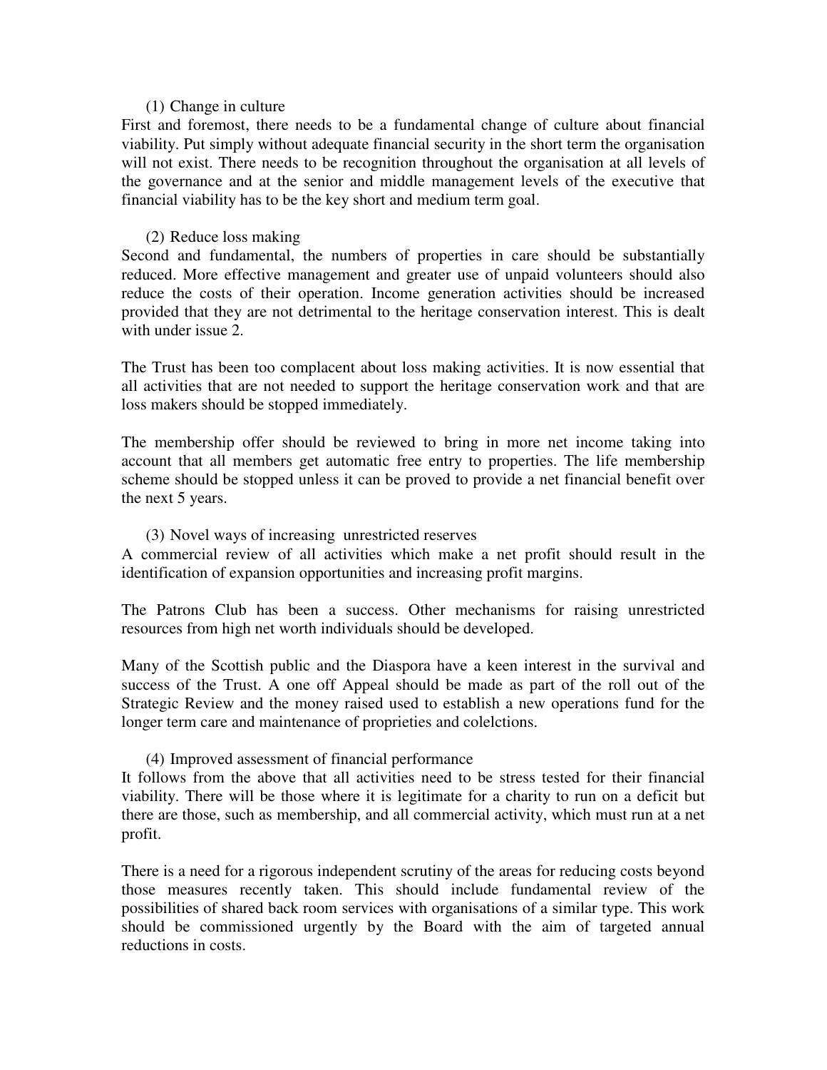(1) Change in culture

First and foremost, there needs to be a fundamental change of culture about financial viability. Put simply without adequate financial security in the short term the organisation will not exist. There needs to be recognition throughout the organisation at all levels of the governance and at the senior and middle management levels of the executive that financial viability has to be the key short and medium term goal.

(2) Reduce loss making

Second and fundamental, the numbers of properties in care should be substantially reduced. More effective management and greater use of unpaid volunteers should also reduce the costs of their operation. Income generation activities should be increased provided that they are not detrimental to the heritage conservation interest. This is dealt with under issue 2.

The Trust has been too complacent about loss making activities. It is now essential that all activities that are not needed to support the heritage conservation work and that are loss makers should be stopped immediately.

The membership offer should be reviewed to bring in more net income taking into account that all members get automatic free entry to properties. The life membership scheme should be stopped unless it can be proved to provide a net financial benefit over the next 5 years.

(3) Novel ways of increasing unrestricted reserves

A commercial review of all activities which make a net profit should result in the identification of expansion opportunities and increasing profit margins.

The Patrons Club has been a success. Other mechanisms for raising unrestricted resources from high net worth individuals should be developed.

Many of the Scottish public and the Diaspora have a keen interest in the survival and success of the Trust. A one off Appeal should be made as part of the roll out of the Strategic Review and the money raised used to establish a new operations fund for the longer term care and maintenance of proprieties and colelctions.

(4) Improved assessment of financial performance

It follows from the above that all activities need to be stress tested for their financial viability. There will be those where it is legitimate for a charity to run on a deficit but there are those, such as membership, and all commercial activity, which must run at a net profit.

There is a need for a rigorous independent scrutiny of the areas for reducing costs beyond those measures recently taken. This should include fundamental review of the possibilities of shared back room services with organisations of a similar type. This work should be commissioned urgently by the Board with the aim of targeted annual reductions in costs.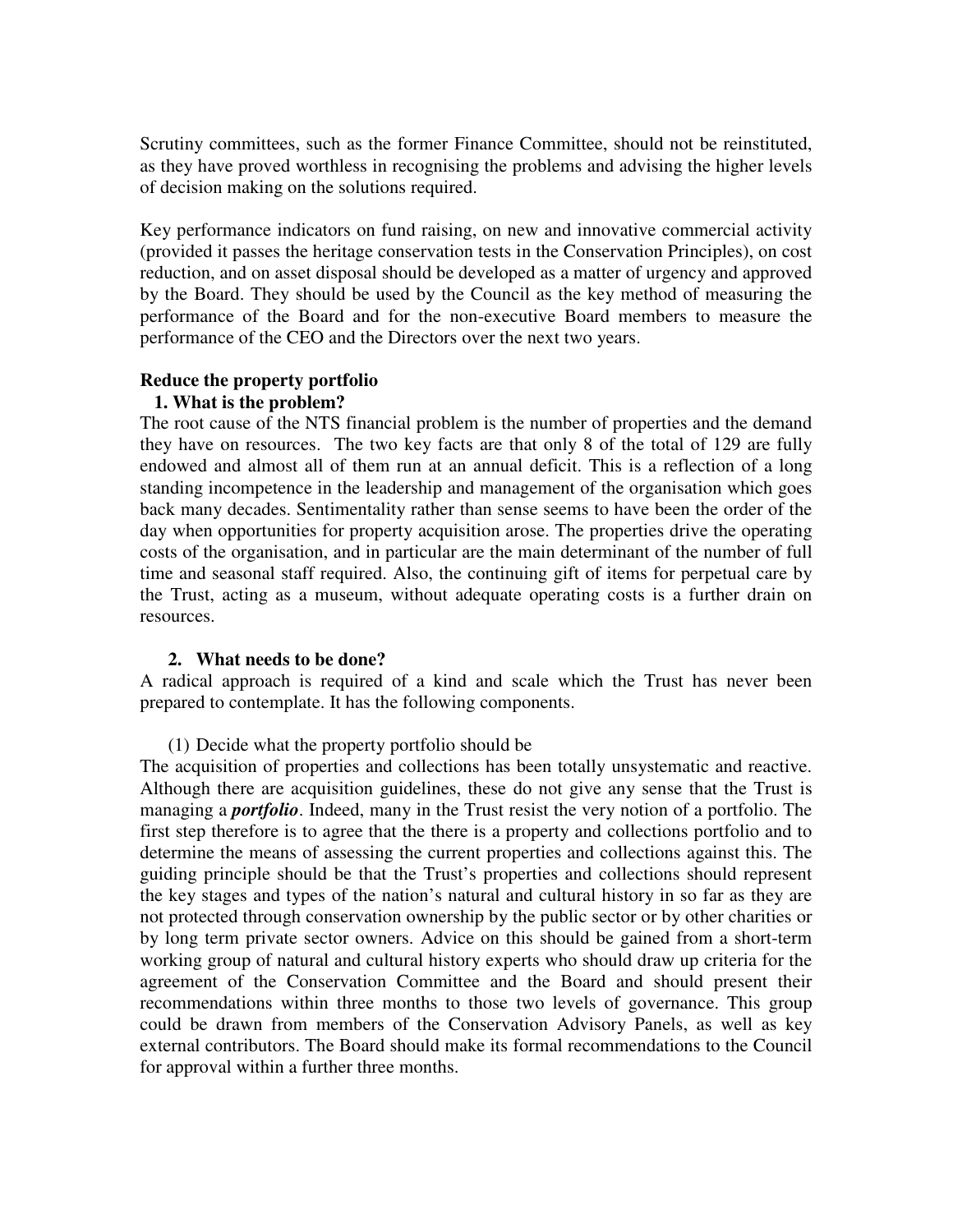Scrutiny committees, such as the former Finance Committee, should not be reinstituted, as they have proved worthless in recognising the problems and advising the higher levels of decision making on the solutions required.

Key performance indicators on fund raising, on new and innovative commercial activity (provided it passes the heritage conservation tests in the Conservation Principles), on cost reduction, and on asset disposal should be developed as a matter of urgency and approved by the Board. They should be used by the Council as the key method of measuring the performance of the Board and for the non-executive Board members to measure the performance of the CEO and the Directors over the next two years.

**Reduce the property portfolio**

**1. What is the problem?**

The root cause of the NTS financial problem is the number of properties and the demand they have on resources. The two key facts are that only 8 of the total of 129 are fully endowed and almost all of them run at an annual deficit. This is a reflection of a long standing incompetence in the leadership and management of the organisation which goes back many decades. Sentimentality rather than sense seems to have been the order of the day when opportunities for property acquisition arose. The properties drive the operating costs of the organisation, and in particular are the main determinant of the number of full time and seasonal staff required. Also, the continuing gift of items for perpetual care by the Trust, acting as a museum, without adequate operating costs is a further drain on resources.

**2. What needs to be done?**

A radical approach is required of a kind and scale which the Trust has never been prepared to contemplate. It has the following components.

(1) Decide what the property portfolio should be

The acquisition of properties and collections has been totally unsystematic and reactive. Although there are acquisition guidelines, these do not give any sense that the Trust is managing a ***portfolio***. Indeed, many in the Trust resist the very notion of a portfolio. The first step therefore is to agree that the there is a property and collections portfolio and to determine the means of assessing the current properties and collections against this. The guiding principle should be that the Trust's properties and collections should represent the key stages and types of the nation's natural and cultural history in so far as they are not protected through conservation ownership by the public sector or by other charities or by long term private sector owners. Advice on this should be gained from a short-term working group of natural and cultural history experts who should draw up criteria for the agreement of the Conservation Committee and the Board and should present their recommendations within three months to those two levels of governance. This group could be drawn from members of the Conservation Advisory Panels, as well as key external contributors. The Board should make its formal recommendations to the Council for approval within a further three months.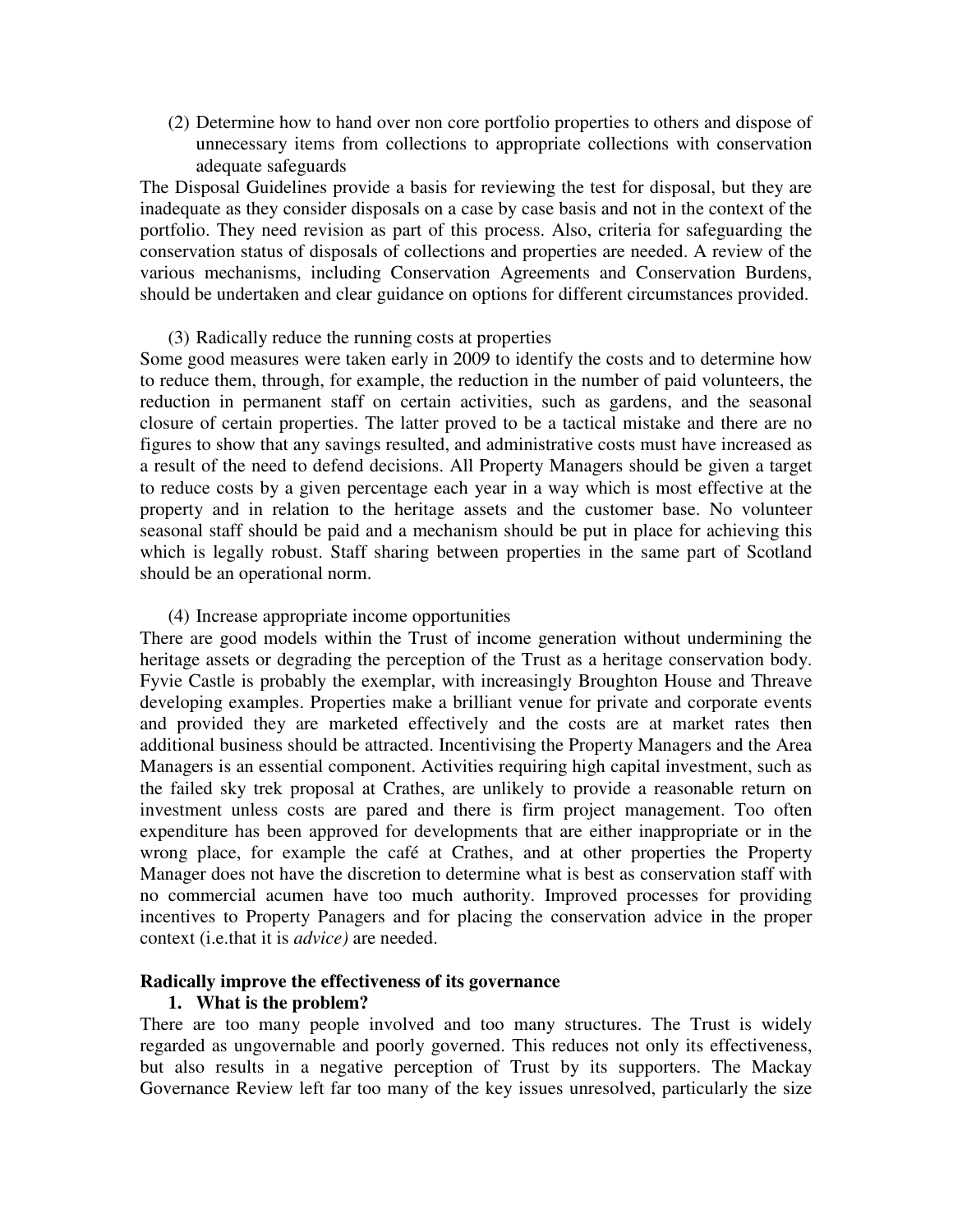(2) Determine how to hand over non core portfolio properties to others and dispose of unnecessary items from collections to appropriate collections with conservation adequate safeguards

The Disposal Guidelines provide a basis for reviewing the test for disposal, but they are inadequate as they consider disposals on a case by case basis and not in the context of the portfolio. They need revision as part of this process. Also, criteria for safeguarding the conservation status of disposals of collections and properties are needed. A review of the various mechanisms, including Conservation Agreements and Conservation Burdens, should be undertaken and clear guidance on options for different circumstances provided.

(3) Radically reduce the running costs at properties

Some good measures were taken early in 2009 to identify the costs and to determine how to reduce them, through, for example, the reduction in the number of paid volunteers, the reduction in permanent staff on certain activities, such as gardens, and the seasonal closure of certain properties. The latter proved to be a tactical mistake and there are no figures to show that any savings resulted, and administrative costs must have increased as a result of the need to defend decisions. All Property Managers should be given a target to reduce costs by a given percentage each year in a way which is most effective at the property and in relation to the heritage assets and the customer base. No volunteer seasonal staff should be paid and a mechanism should be put in place for achieving this which is legally robust. Staff sharing between properties in the same part of Scotland should be an operational norm.

(4) Increase appropriate income opportunities

There are good models within the Trust of income generation without undermining the heritage assets or degrading the perception of the Trust as a heritage conservation body. Fyvie Castle is probably the exemplar, with increasingly Broughton House and Threave developing examples. Properties make a brilliant venue for private and corporate events and provided they are marketed effectively and the costs are at market rates then additional business should be attracted. Incentivising the Property Managers and the Area Managers is an essential component. Activities requiring high capital investment, such as the failed sky trek proposal at Crathes, are unlikely to provide a reasonable return on investment unless costs are pared and there is firm project management. Too often expenditure has been approved for developments that are either inappropriate or in the wrong place, for example the café at Crathes, and at other properties the Property Manager does not have the discretion to determine what is best as conservation staff with no commercial acumen have too much authority. Improved processes for providing incentives to Property Panagers and for placing the conservation advice in the proper context (i.e.that it is *advice)* are needed.

**Radically improve the effectiveness of its governance**

**1. What is the problem?**

There are too many people involved and too many structures. The Trust is widely regarded as ungovernable and poorly governed. This reduces not only its effectiveness, but also results in a negative perception of Trust by its supporters. The Mackay Governance Review left far too many of the key issues unresolved, particularly the size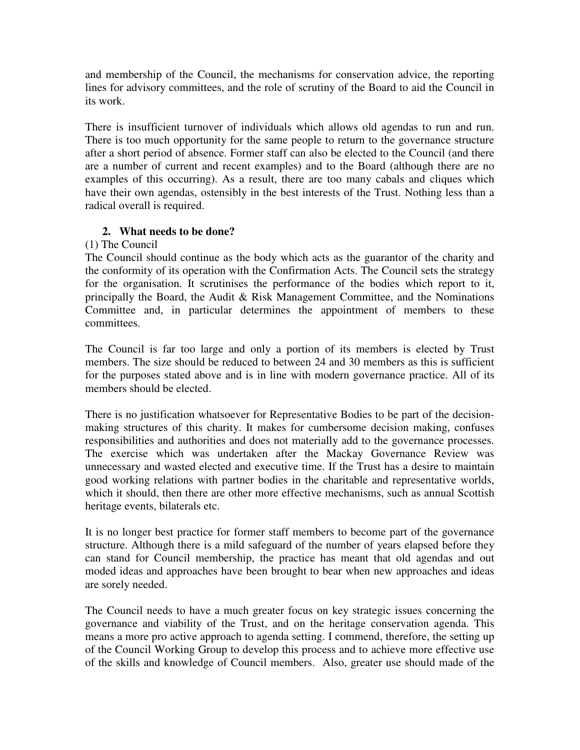and membership of the Council, the mechanisms for conservation advice, the reporting lines for advisory committees, and the role of scrutiny of the Board to aid the Council in its work.

There is insufficient turnover of individuals which allows old agendas to run and run. There is too much opportunity for the same people to return to the governance structure after a short period of absence. Former staff can also be elected to the Council (and there are a number of current and recent examples) and to the Board (although there are no examples of this occurring). As a result, there are too many cabals and cliques which have their own agendas, ostensibly in the best interests of the Trust. Nothing less than a radical overall is required.

## 2. What needs to be done?

(1) The Council

The Council should continue as the body which acts as the guarantor of the charity and the conformity of its operation with the Confirmation Acts. The Council sets the strategy for the organisation. It scrutinises the performance of the bodies which report to it, principally the Board, the Audit & Risk Management Committee, and the Nominations Committee and, in particular determines the appointment of members to these committees.

The Council is far too large and only a portion of its members is elected by Trust members. The size should be reduced to between 24 and 30 members as this is sufficient for the purposes stated above and is in line with modern governance practice. All of its members should be elected.

There is no justification whatsoever for Representative Bodies to be part of the decision-making structures of this charity. It makes for cumbersome decision making, confuses responsibilities and authorities and does not materially add to the governance processes. The exercise which was undertaken after the Mackay Governance Review was unnecessary and wasted elected and executive time. If the Trust has a desire to maintain good working relations with partner bodies in the charitable and representative worlds, which it should, then there are other more effective mechanisms, such as annual Scottish heritage events, bilaterals etc.

It is no longer best practice for former staff members to become part of the governance structure. Although there is a mild safeguard of the number of years elapsed before they can stand for Council membership, the practice has meant that old agendas and out moded ideas and approaches have been brought to bear when new approaches and ideas are sorely needed.

The Council needs to have a much greater focus on key strategic issues concerning the governance and viability of the Trust, and on the heritage conservation agenda. This means a more pro active approach to agenda setting. I commend, therefore, the setting up of the Council Working Group to develop this process and to achieve more effective use of the skills and knowledge of Council members. Also, greater use should made of the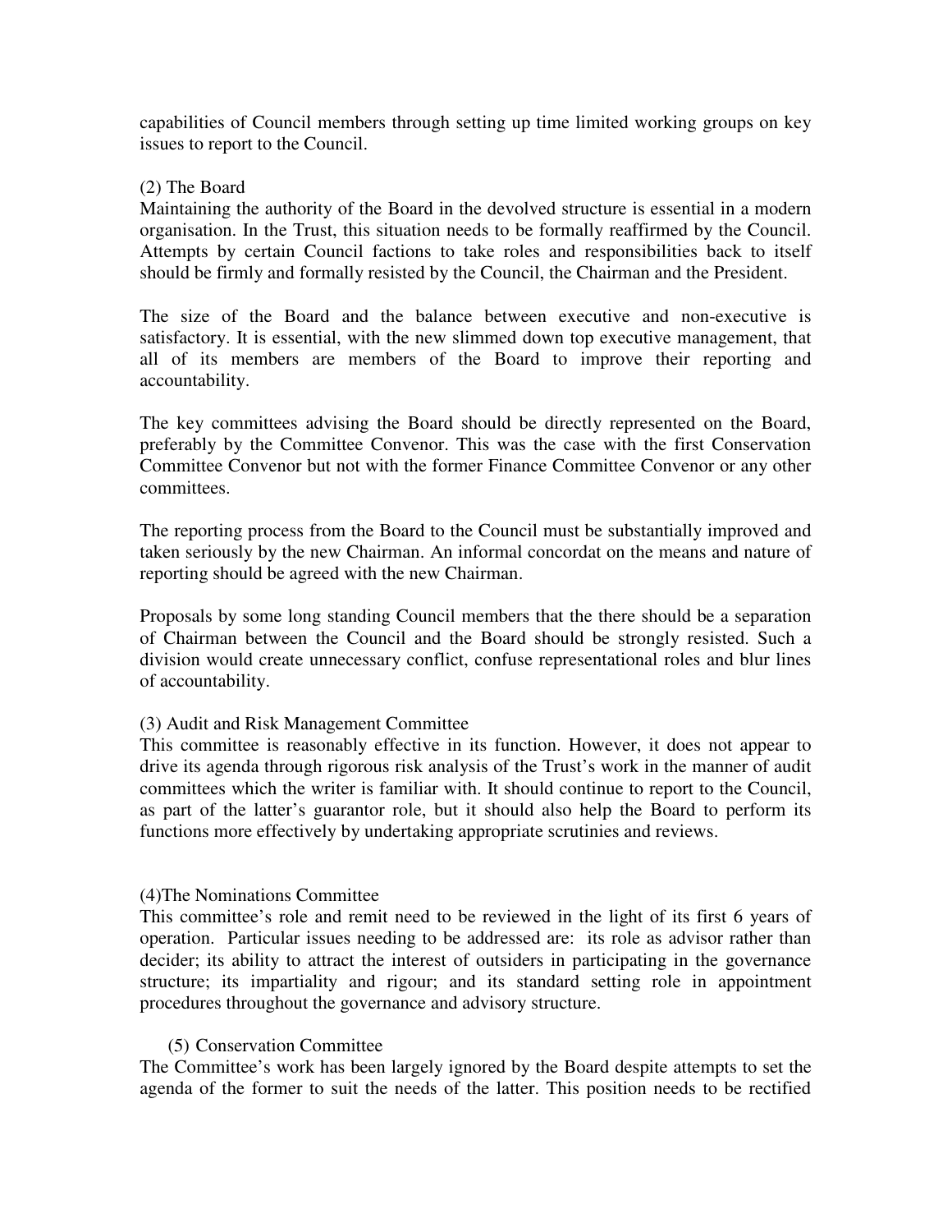capabilities of Council members through setting up time limited working groups on key issues to report to the Council.

(2) The Board

Maintaining the authority of the Board in the devolved structure is essential in a modern organisation. In the Trust, this situation needs to be formally reaffirmed by the Council. Attempts by certain Council factions to take roles and responsibilities back to itself should be firmly and formally resisted by the Council, the Chairman and the President.

The size of the Board and the balance between executive and non-executive is satisfactory. It is essential, with the new slimmed down top executive management, that all of its members are members of the Board to improve their reporting and accountability.

The key committees advising the Board should be directly represented on the Board, preferably by the Committee Convenor. This was the case with the first Conservation Committee Convenor but not with the former Finance Committee Convenor or any other committees.

The reporting process from the Board to the Council must be substantially improved and taken seriously by the new Chairman. An informal concordat on the means and nature of reporting should be agreed with the new Chairman.

Proposals by some long standing Council members that the there should be a separation of Chairman between the Council and the Board should be strongly resisted. Such a division would create unnecessary conflict, confuse representational roles and blur lines of accountability.

(3) Audit and Risk Management Committee

This committee is reasonably effective in its function. However, it does not appear to drive its agenda through rigorous risk analysis of the Trust's work in the manner of audit committees which the writer is familiar with. It should continue to report to the Council, as part of the latter's guarantor role, but it should also help the Board to perform its functions more effectively by undertaking appropriate scrutinies and reviews.

(4)The Nominations Committee

This committee's role and remit need to be reviewed in the light of its first 6 years of operation. Particular issues needing to be addressed are: its role as advisor rather than decider; its ability to attract the interest of outsiders in participating in the governance structure; its impartiality and rigour; and its standard setting role in appointment procedures throughout the governance and advisory structure.

(5) Conservation Committee

The Committee's work has been largely ignored by the Board despite attempts to set the agenda of the former to suit the needs of the latter. This position needs to be rectified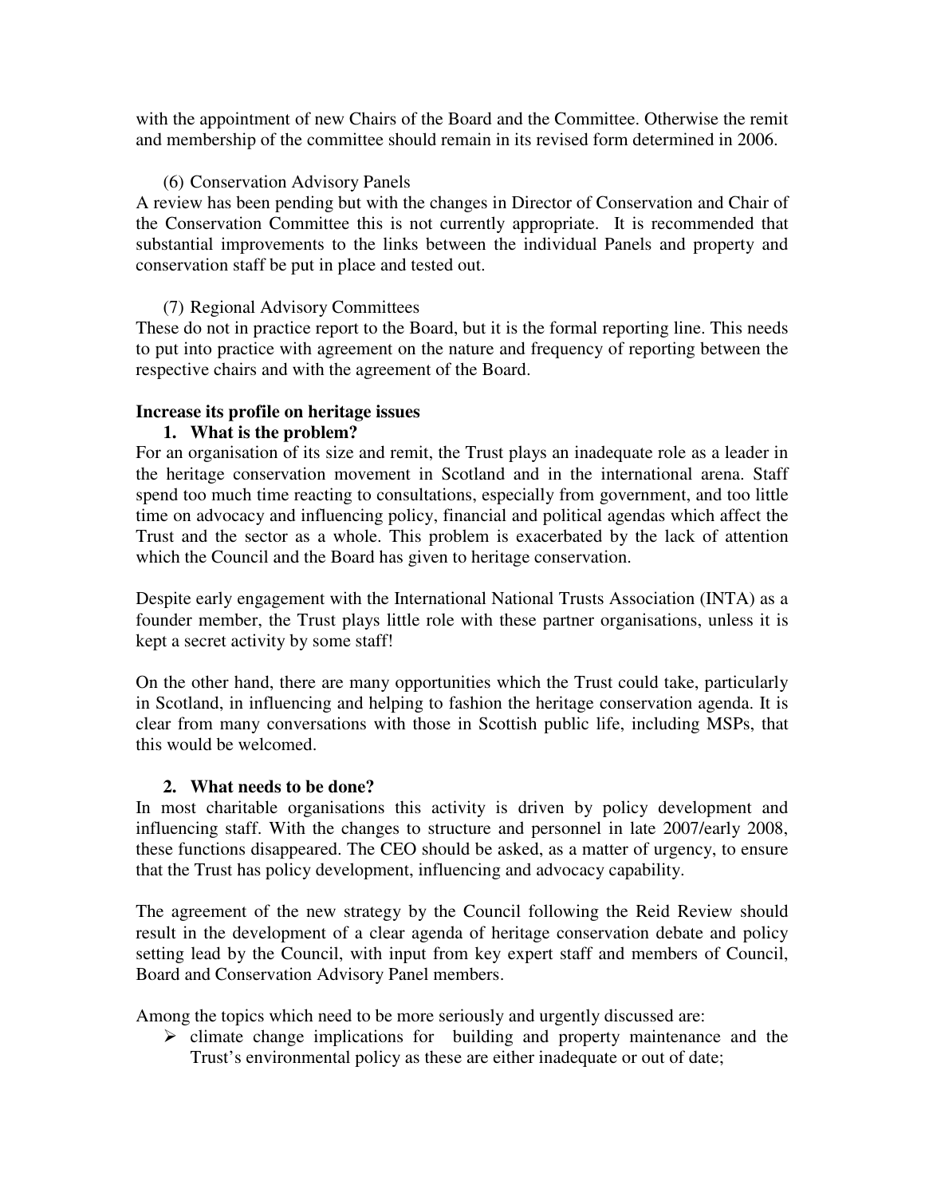with the appointment of new Chairs of the Board and the Committee. Otherwise the remit and membership of the committee should remain in its revised form determined in 2006.

(6) Conservation Advisory Panels

A review has been pending but with the changes in Director of Conservation and Chair of the Conservation Committee this is not currently appropriate. It is recommended that substantial improvements to the links between the individual Panels and property and conservation staff be put in place and tested out.

(7) Regional Advisory Committees

These do not in practice report to the Board, but it is the formal reporting line. This needs to put into practice with agreement on the nature and frequency of reporting between the respective chairs and with the agreement of the Board.

**Increase its profile on heritage issues**

1. **What is the problem?**

For an organisation of its size and remit, the Trust plays an inadequate role as a leader in the heritage conservation movement in Scotland and in the international arena. Staff spend too much time reacting to consultations, especially from government, and too little time on advocacy and influencing policy, financial and political agendas which affect the Trust and the sector as a whole. This problem is exacerbated by the lack of attention which the Council and the Board has given to heritage conservation.

Despite early engagement with the International National Trusts Association (INTA) as a founder member, the Trust plays little role with these partner organisations, unless it is kept a secret activity by some staff!

On the other hand, there are many opportunities which the Trust could take, particularly in Scotland, in influencing and helping to fashion the heritage conservation agenda. It is clear from many conversations with those in Scottish public life, including MSPs, that this would be welcomed.

2. **What needs to be done?**

In most charitable organisations this activity is driven by policy development and influencing staff. With the changes to structure and personnel in late 2007/early 2008, these functions disappeared. The CEO should be asked, as a matter of urgency, to ensure that the Trust has policy development, influencing and advocacy capability.

The agreement of the new strategy by the Council following the Reid Review should result in the development of a clear agenda of heritage conservation debate and policy setting lead by the Council, with input from key expert staff and members of Council, Board and Conservation Advisory Panel members.

Among the topics which need to be more seriously and urgently discussed are:

- climate change implications for building and property maintenance and the Trust's environmental policy as these are either inadequate or out of date;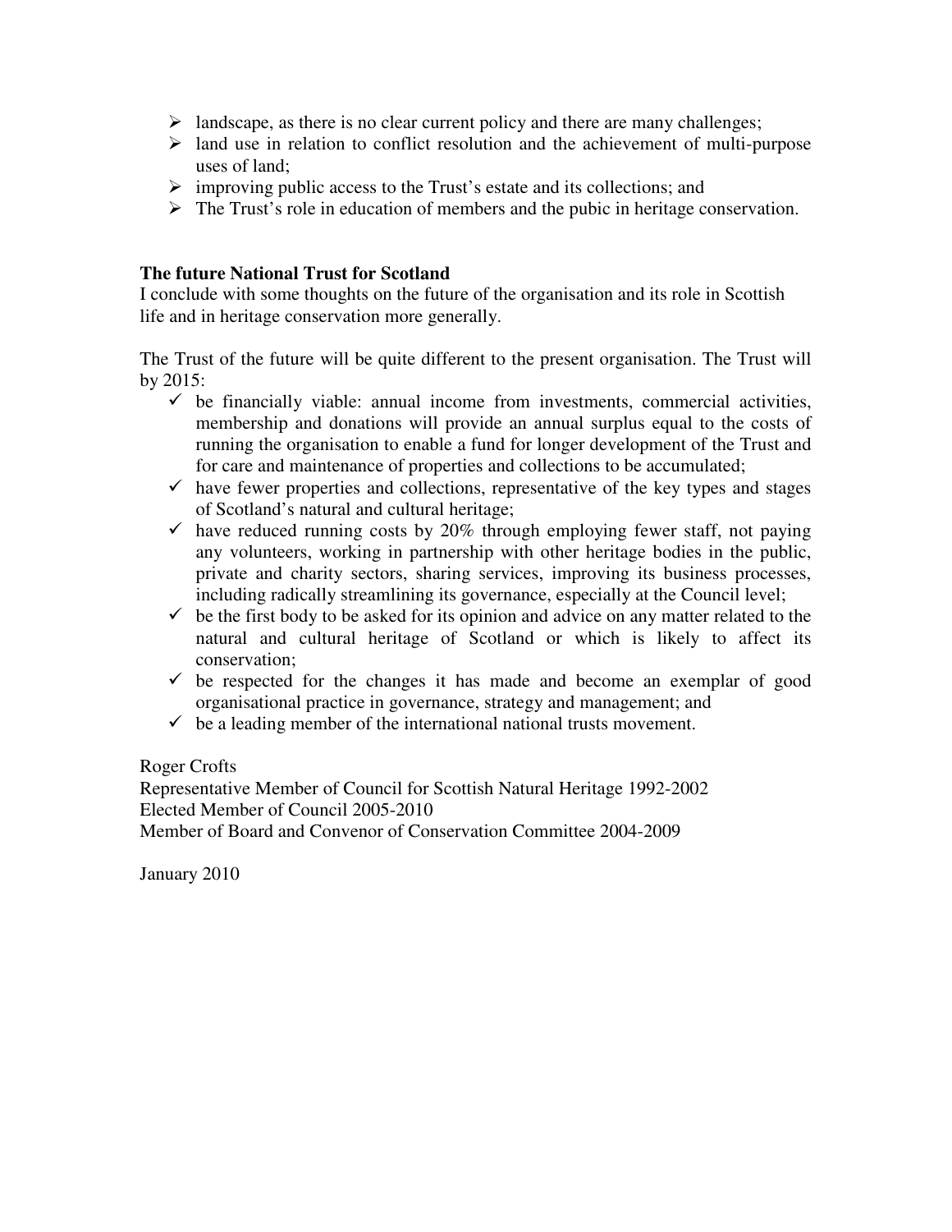- landscape, as there is no clear current policy and there are many challenges;
- land use in relation to conflict resolution and the achievement of multi-purpose uses of land;
- improving public access to the Trust's estate and its collections; and
- The Trust's role in education of members and the pubic in heritage conservation.

**The future National Trust for Scotland**

I conclude with some thoughts on the future of the organisation and its role in Scottish life and in heritage conservation more generally.

The Trust of the future will be quite different to the present organisation. The Trust will by 2015:

- ✓ be financially viable: annual income from investments, commercial activities, membership and donations will provide an annual surplus equal to the costs of running the organisation to enable a fund for longer development of the Trust and for care and maintenance of properties and collections to be accumulated;
- ✓ have fewer properties and collections, representative of the key types and stages of Scotland's natural and cultural heritage;
- ✓ have reduced running costs by 20% through employing fewer staff, not paying any volunteers, working in partnership with other heritage bodies in the public, private and charity sectors, sharing services, improving its business processes, including radically streamlining its governance, especially at the Council level;
- ✓ be the first body to be asked for its opinion and advice on any matter related to the natural and cultural heritage of Scotland or which is likely to affect its conservation;
- ✓ be respected for the changes it has made and become an exemplar of good organisational practice in governance, strategy and management; and
- ✓ be a leading member of the international national trusts movement.

Roger Crofts
Representative Member of Council for Scottish Natural Heritage 1992-2002
Elected Member of Council 2005-2010
Member of Board and Convenor of Conservation Committee 2004-2009

January 2010